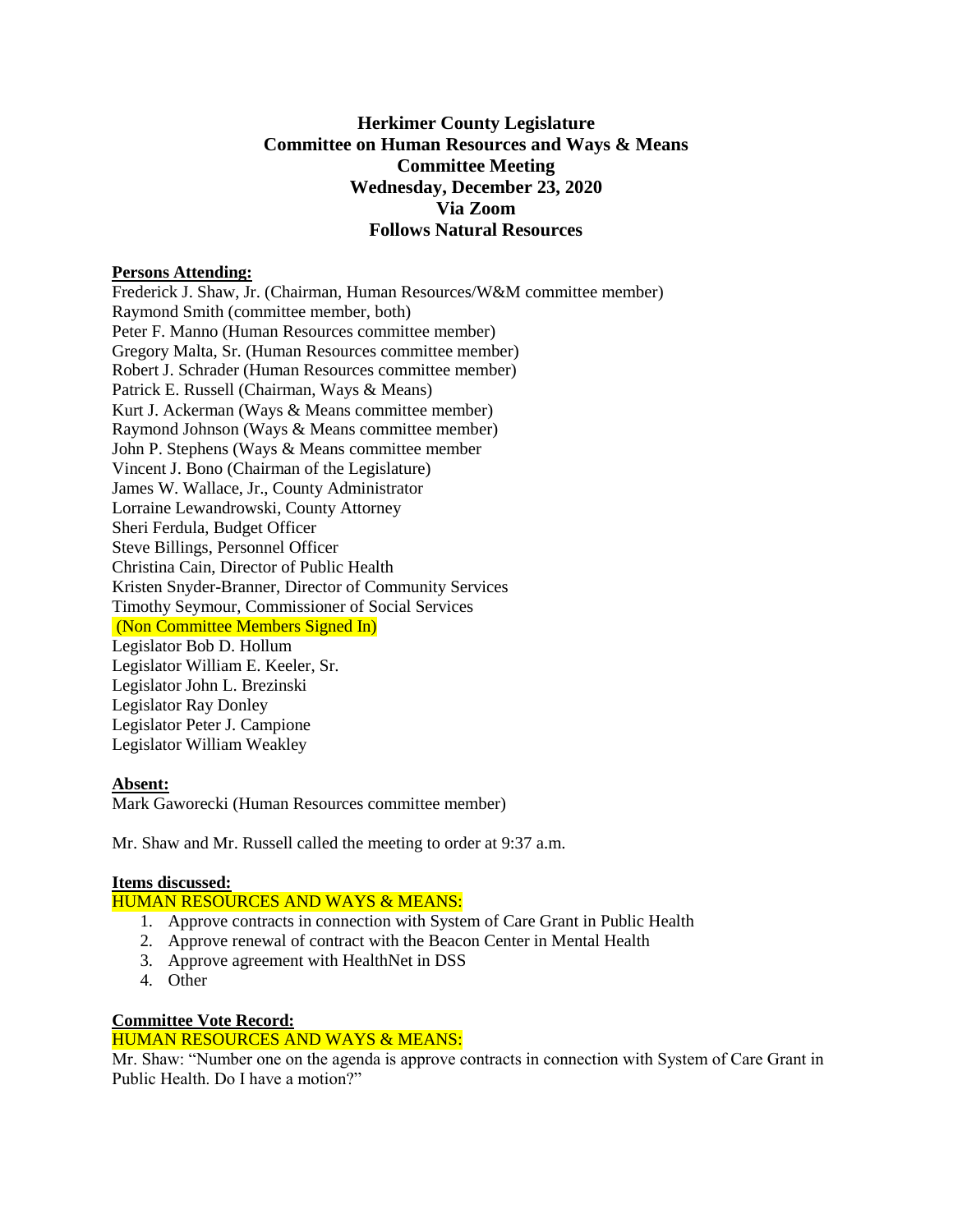# Herkimer County Legislature
## Committee on Human Resources and Ways & Means
## Committee Meeting
## Wednesday, December 23, 2020
## Via Zoom
## Follows Natural Resources

**Persons Attending:**

Frederick J. Shaw, Jr. (Chairman, Human Resources/W&M committee member)
Raymond Smith (committee member, both)
Peter F. Manno (Human Resources committee member)
Gregory Malta, Sr. (Human Resources committee member)
Robert J. Schrader (Human Resources committee member)
Patrick E. Russell (Chairman, Ways & Means)
Kurt J. Ackerman (Ways & Means committee member)
Raymond Johnson (Ways & Means committee member)
John P. Stephens (Ways & Means committee member
Vincent J. Bono (Chairman of the Legislature)
James W. Wallace, Jr., County Administrator
Lorraine Lewandrowski, County Attorney
Sheri Ferdula, Budget Officer
Steve Billings, Personnel Officer
Christina Cain, Director of Public Health
Kristen Snyder-Branner, Director of Community Services
Timothy Seymour, Commissioner of Social Services
(Non Committee Members Signed In)
Legislator Bob D. Hollum
Legislator William E. Keeler, Sr.
Legislator John L. Brezinski
Legislator Ray Donley
Legislator Peter J. Campione
Legislator William Weakley

**Absent:**

Mark Gaworecki (Human Resources committee member)

Mr. Shaw and Mr. Russell called the meeting to order at 9:37 a.m.

**Items discussed:**

HUMAN RESOURCES AND WAYS & MEANS:

1. Approve contracts in connection with System of Care Grant in Public Health
2. Approve renewal of contract with the Beacon Center in Mental Health
3. Approve agreement with HealthNet in DSS
4. Other

**Committee Vote Record:**

HUMAN RESOURCES AND WAYS & MEANS:

Mr. Shaw: "Number one on the agenda is approve contracts in connection with System of Care Grant in Public Health. Do I have a motion?"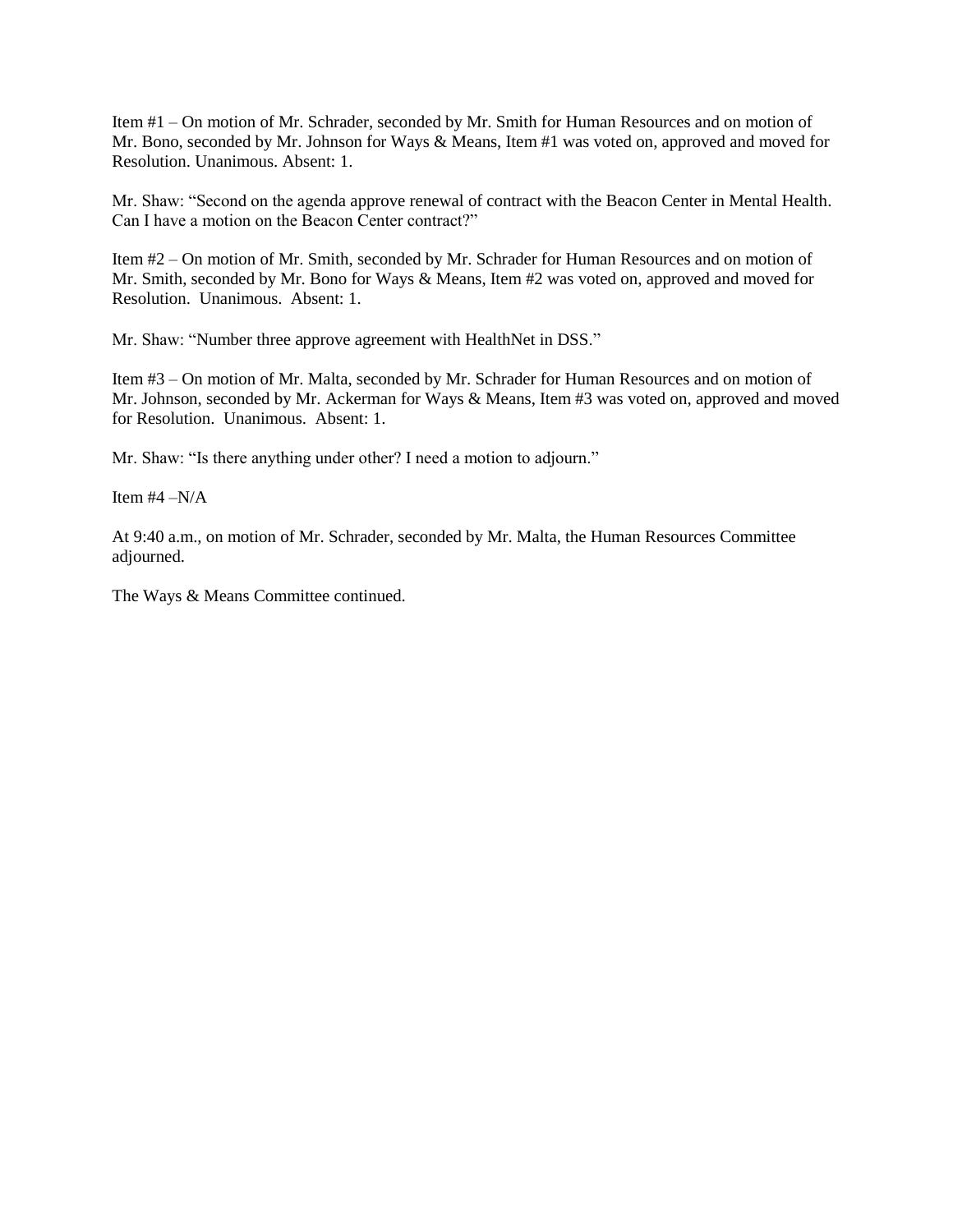Item #1 – On motion of Mr. Schrader, seconded by Mr. Smith for Human Resources and on motion of Mr. Bono, seconded by Mr. Johnson for Ways & Means, Item #1 was voted on, approved and moved for Resolution. Unanimous. Absent: 1.

Mr. Shaw: "Second on the agenda approve renewal of contract with the Beacon Center in Mental Health. Can I have a motion on the Beacon Center contract?"

Item #2 – On motion of Mr. Smith, seconded by Mr. Schrader for Human Resources and on motion of Mr. Smith, seconded by Mr. Bono for Ways & Means, Item #2 was voted on, approved and moved for Resolution. Unanimous. Absent: 1.

Mr. Shaw: "Number three approve agreement with HealthNet in DSS."

Item #3 – On motion of Mr. Malta, seconded by Mr. Schrader for Human Resources and on motion of Mr. Johnson, seconded by Mr. Ackerman for Ways & Means, Item #3 was voted on, approved and moved for Resolution. Unanimous. Absent: 1.

Mr. Shaw: "Is there anything under other? I need a motion to adjourn."

Item #4 –N/A

At 9:40 a.m., on motion of Mr. Schrader, seconded by Mr. Malta, the Human Resources Committee adjourned.

The Ways & Means Committee continued.